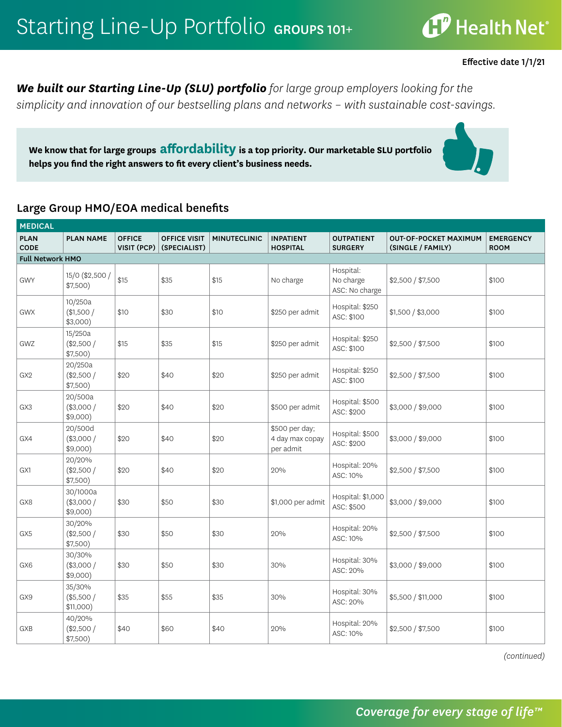# Starting Line-Up Portfolio GROUPS 101+

Health Net

**Effective date 1/1/21**

***We built our Starting Line-Up (SLU) portfolio*** *for large group employers looking for the simplicity and innovation of our bestselling plans and networks – with sustainable cost-savings.*

**We know that for large groups affordability is a top priority. Our marketable SLU portfolio helps you find the right answers to fit every client's business needs.**

## Large Group HMO/EOA medical benefits

| MEDICAL | | | | | | | | |
|---|---|---|---|---|---|---|---|---|
| **PLAN CODE** | **PLAN NAME** | **OFFICE VISIT (PCP)** | **OFFICE VISIT (SPECIALIST)** | **MINUTECLINIC** | **INPATIENT HOSPITAL** | **OUTPATIENT SURGERY** | **OUT-OF-POCKET MAXIMUM (SINGLE / FAMILY)** | **EMERGENCY ROOM** |
| **Full Network HMO** | | | | | | | | |
| GWY | 15/0 ($2,500 / $7,500) | $15 | $35 | $15 | No charge | Hospital: No charge ASC: No charge | $2,500 / $7,500 | $100 |
| GWX | 10/250a ($1,500 / $3,000) | $10 | $30 | $10 | $250 per admit | Hospital: $250 ASC: $100 | $1,500 / $3,000 | $100 |
| GWZ | 15/250a ($2,500 / $7,500) | $15 | $35 | $15 | $250 per admit | Hospital: $250 ASC: $100 | $2,500 / $7,500 | $100 |
| GX2 | 20/250a ($2,500 / $7,500) | $20 | $40 | $20 | $250 per admit | Hospital: $250 ASC: $100 | $2,500 / $7,500 | $100 |
| GX3 | 20/500a ($3,000 / $9,000) | $20 | $40 | $20 | $500 per admit | Hospital: $500 ASC: $200 | $3,000 / $9,000 | $100 |
| GX4 | 20/500d ($3,000 / $9,000) | $20 | $40 | $20 | $500 per day; 4 day max copay per admit | Hospital: $500 ASC: $200 | $3,000 / $9,000 | $100 |
| GX1 | 20/20% ($2,500 / $7,500) | $20 | $40 | $20 | 20% | Hospital: 20% ASC: 10% | $2,500 / $7,500 | $100 |
| GX8 | 30/1000a ($3,000 / $9,000) | $30 | $50 | $30 | $1,000 per admit | Hospital: $1,000 ASC: $500 | $3,000 / $9,000 | $100 |
| GX5 | 30/20% ($2,500 / $7,500) | $30 | $50 | $30 | 20% | Hospital: 20% ASC: 10% | $2,500 / $7,500 | $100 |
| GX6 | 30/30% ($3,000 / $9,000) | $30 | $50 | $30 | 30% | Hospital: 30% ASC: 20% | $3,000 / $9,000 | $100 |
| GX9 | 35/30% ($5,500 / $11,000) | $35 | $55 | $35 | 30% | Hospital: 30% ASC: 20% | $5,500 / $11,000 | $100 |
| GXB | 40/20% ($2,500 / $7,500) | $40 | $60 | $40 | 20% | Hospital: 20% ASC: 10% | $2,500 / $7,500 | $100 |

*(continued)*

*Coverage for every stage of life™*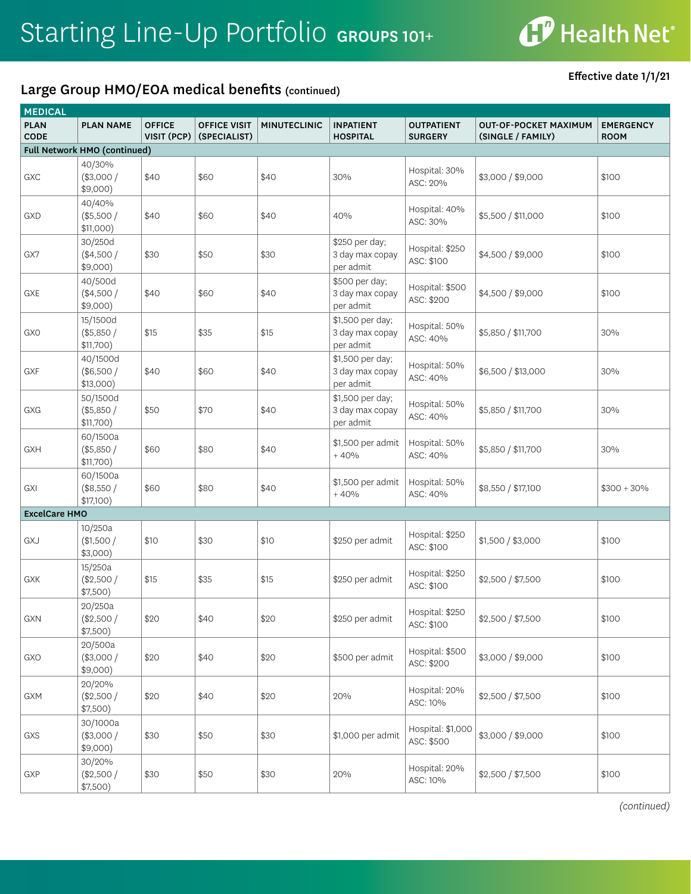# Starting Line-Up Portfolio GROUPS 101+

Effective date 1/1/21

## Large Group HMO/EOA medical benefits (continued)

| MEDICAL | | | | | | | | |
|---|---|---|---|---|---|---|---|---|
| PLAN CODE | PLAN NAME | OFFICE VISIT (PCP) | OFFICE VISIT (SPECIALIST) | MINUTECLINIC | INPATIENT HOSPITAL | OUTPATIENT SURGERY | OUT-OF-POCKET MAXIMUM (SINGLE / FAMILY) | EMERGENCY ROOM |
| **Full Network HMO (continued)** | | | | | | | | |
| GXC | 40/30% ($3,000 / $9,000) | $40 | $60 | $40 | 30% | Hospital: 30% ASC: 20% | $3,000 / $9,000 | $100 |
| GXD | 40/40% ($5,500 / $11,000) | $40 | $60 | $40 | 40% | Hospital: 40% ASC: 30% | $5,500 / $11,000 | $100 |
| GX7 | 30/250d ($4,500 / $9,000) | $30 | $50 | $30 | $250 per day; 3 day max copay per admit | Hospital: $250 ASC: $100 | $4,500 / $9,000 | $100 |
| GXE | 40/500d ($4,500 / $9,000) | $40 | $60 | $40 | $500 per day; 3 day max copay per admit | Hospital: $500 ASC: $200 | $4,500 / $9,000 | $100 |
| GX0 | 15/1500d ($5,850 / $11,700) | $15 | $35 | $15 | $1,500 per day; 3 day max copay per admit | Hospital: 50% ASC: 40% | $5,850 / $11,700 | 30% |
| GXF | 40/1500d ($6,500 / $13,000) | $40 | $60 | $40 | $1,500 per day; 3 day max copay per admit | Hospital: 50% ASC: 40% | $6,500 / $13,000 | 30% |
| GXG | 50/1500d ($5,850 / $11,700) | $50 | $70 | $40 | $1,500 per day; 3 day max copay per admit | Hospital: 50% ASC: 40% | $5,850 / $11,700 | 30% |
| GXH | 60/1500a ($5,850 / $11,700) | $60 | $80 | $40 | $1,500 per admit + 40% | Hospital: 50% ASC: 40% | $5,850 / $11,700 | 30% |
| GXI | 60/1500a ($8,550 / $17,100) | $60 | $80 | $40 | $1,500 per admit + 40% | Hospital: 50% ASC: 40% | $8,550 / $17,100 | $300 + 30% |
| **ExcelCare HMO** | | | | | | | | |
| GXJ | 10/250a ($1,500 / $3,000) | $10 | $30 | $10 | $250 per admit | Hospital: $250 ASC: $100 | $1,500 / $3,000 | $100 |
| GXK | 15/250a ($2,500 / $7,500) | $15 | $35 | $15 | $250 per admit | Hospital: $250 ASC: $100 | $2,500 / $7,500 | $100 |
| GXN | 20/250a ($2,500 / $7,500) | $20 | $40 | $20 | $250 per admit | Hospital: $250 ASC: $100 | $2,500 / $7,500 | $100 |
| GXO | 20/500a ($3,000 / $9,000) | $20 | $40 | $20 | $500 per admit | Hospital: $500 ASC: $200 | $3,000 / $9,000 | $100 |
| GXM | 20/20% ($2,500 / $7,500) | $20 | $40 | $20 | 20% | Hospital: 20% ASC: 10% | $2,500 / $7,500 | $100 |
| GXS | 30/1000a ($3,000 / $9,000) | $30 | $50 | $30 | $1,000 per admit | Hospital: $1,000 ASC: $500 | $3,000 / $9,000 | $100 |
| GXP | 30/20% ($2,500 / $7,500) | $30 | $50 | $30 | 20% | Hospital: 20% ASC: 10% | $2,500 / $7,500 | $100 |

*(continued)*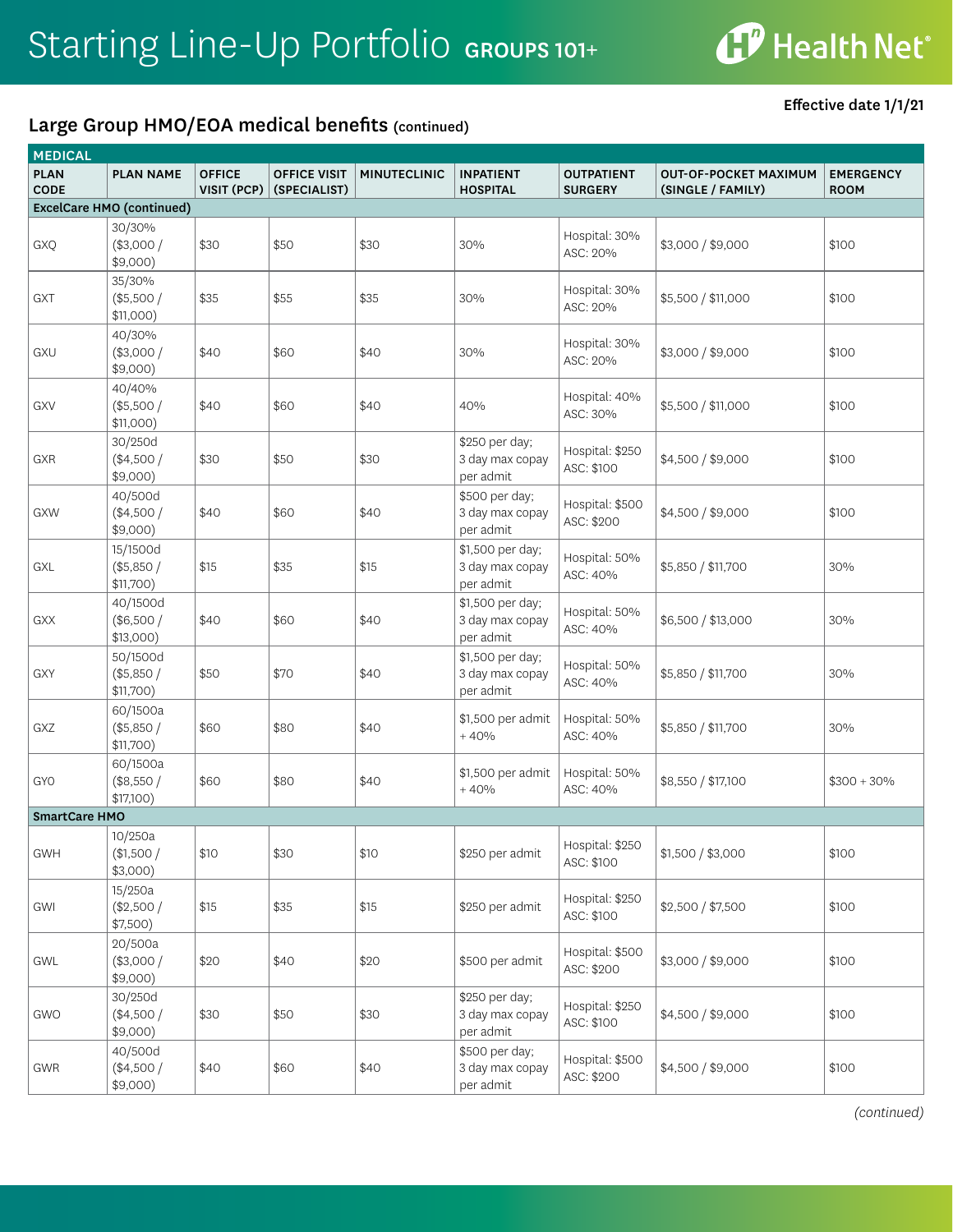# Starting Line-Up Portfolio GROUPS 101+

Effective date 1/1/21

## Large Group HMO/EOA medical benefits (continued)

| MEDICAL | | | | | | | | |
|---|---|---|---|---|---|---|---|---|
| **PLAN CODE** | **PLAN NAME** | **OFFICE VISIT (PCP)** | **OFFICE VISIT (SPECIALIST)** | **MINUTECLINIC** | **INPATIENT HOSPITAL** | **OUTPATIENT SURGERY** | **OUT-OF-POCKET MAXIMUM (SINGLE / FAMILY)** | **EMERGENCY ROOM** |
| **ExcelCare HMO (continued)** | | | | | | | | |
| GXQ | 30/30% ($3,000 / $9,000) | $30 | $50 | $30 | 30% | Hospital: 30% ASC: 20% | $3,000 / $9,000 | $100 |
| GXT | 35/30% ($5,500 / $11,000) | $35 | $55 | $35 | 30% | Hospital: 30% ASC: 20% | $5,500 / $11,000 | $100 |
| GXU | 40/30% ($3,000 / $9,000) | $40 | $60 | $40 | 30% | Hospital: 30% ASC: 20% | $3,000 / $9,000 | $100 |
| GXV | 40/40% ($5,500 / $11,000) | $40 | $60 | $40 | 40% | Hospital: 40% ASC: 30% | $5,500 / $11,000 | $100 |
| GXR | 30/250d ($4,500 / $9,000) | $30 | $50 | $30 | $250 per day; 3 day max copay per admit | Hospital: $250 ASC: $100 | $4,500 / $9,000 | $100 |
| GXW | 40/500d ($4,500 / $9,000) | $40 | $60 | $40 | $500 per day; 3 day max copay per admit | Hospital: $500 ASC: $200 | $4,500 / $9,000 | $100 |
| GXL | 15/1500d ($5,850 / $11,700) | $15 | $35 | $15 | $1,500 per day; 3 day max copay per admit | Hospital: 50% ASC: 40% | $5,850 / $11,700 | 30% |
| GXX | 40/1500d ($6,500 / $13,000) | $40 | $60 | $40 | $1,500 per day; 3 day max copay per admit | Hospital: 50% ASC: 40% | $6,500 / $13,000 | 30% |
| GXY | 50/1500d ($5,850 / $11,700) | $50 | $70 | $40 | $1,500 per day; 3 day max copay per admit | Hospital: 50% ASC: 40% | $5,850 / $11,700 | 30% |
| GXZ | 60/1500a ($5,850 / $11,700) | $60 | $80 | $40 | $1,500 per admit + 40% | Hospital: 50% ASC: 40% | $5,850 / $11,700 | 30% |
| GY0 | 60/1500a ($8,550 / $17,100) | $60 | $80 | $40 | $1,500 per admit + 40% | Hospital: 50% ASC: 40% | $8,550 / $17,100 | $300 + 30% |
| **SmartCare HMO** | | | | | | | | |
| GWH | 10/250a ($1,500 / $3,000) | $10 | $30 | $10 | $250 per admit | Hospital: $250 ASC: $100 | $1,500 / $3,000 | $100 |
| GWI | 15/250a ($2,500 / $7,500) | $15 | $35 | $15 | $250 per admit | Hospital: $250 ASC: $100 | $2,500 / $7,500 | $100 |
| GWL | 20/500a ($3,000 / $9,000) | $20 | $40 | $20 | $500 per admit | Hospital: $500 ASC: $200 | $3,000 / $9,000 | $100 |
| GWO | 30/250d ($4,500 / $9,000) | $30 | $50 | $30 | $250 per day; 3 day max copay per admit | Hospital: $250 ASC: $100 | $4,500 / $9,000 | $100 |
| GWR | 40/500d ($4,500 / $9,000) | $40 | $60 | $40 | $500 per day; 3 day max copay per admit | Hospital: $500 ASC: $200 | $4,500 / $9,000 | $100 |

*(continued)*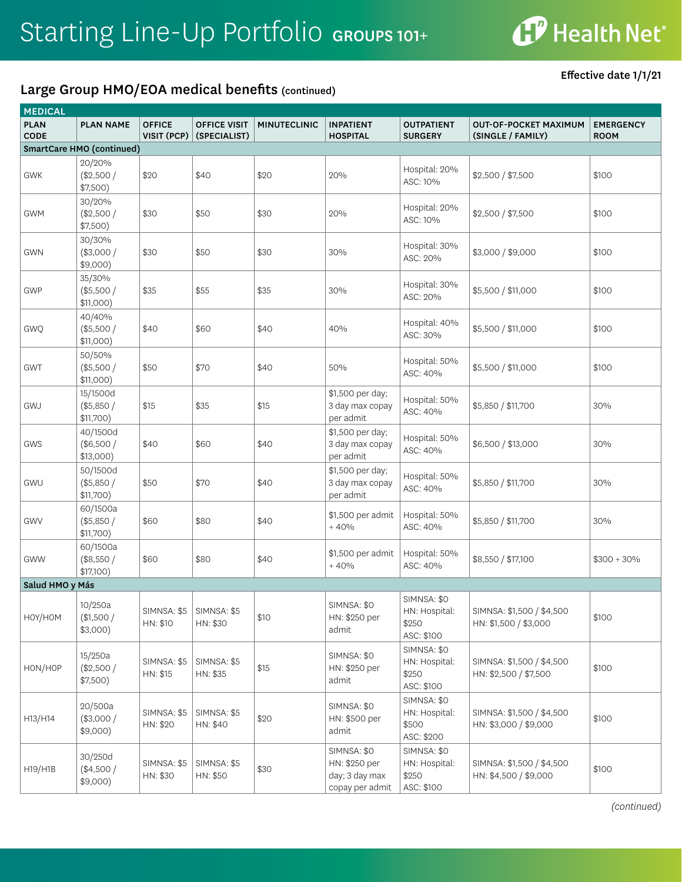# Starting Line-Up Portfolio GROUPS 101+

Effective date 1/1/21

## Large Group HMO/EOA medical benefits (continued)

| MEDICAL | | | | | | | | |
|---|---|---|---|---|---|---|---|---|
| PLAN CODE | PLAN NAME | OFFICE VISIT (PCP) | OFFICE VISIT (SPECIALIST) | MINUTECLINIC | INPATIENT HOSPITAL | OUTPATIENT SURGERY | OUT-OF-POCKET MAXIMUM (SINGLE / FAMILY) | EMERGENCY ROOM |
| **SmartCare HMO (continued)** | | | | | | | | |
| GWK | 20/20% ($2,500 / $7,500) | $20 | $40 | $20 | 20% | Hospital: 20% ASC: 10% | $2,500 / $7,500 | $100 |
| GWM | 30/20% ($2,500 / $7,500) | $30 | $50 | $30 | 20% | Hospital: 20% ASC: 10% | $2,500 / $7,500 | $100 |
| GWN | 30/30% ($3,000 / $9,000) | $30 | $50 | $30 | 30% | Hospital: 30% ASC: 20% | $3,000 / $9,000 | $100 |
| GWP | 35/30% ($5,500 / $11,000) | $35 | $55 | $35 | 30% | Hospital: 30% ASC: 20% | $5,500 / $11,000 | $100 |
| GWQ | 40/40% ($5,500 / $11,000) | $40 | $60 | $40 | 40% | Hospital: 40% ASC: 30% | $5,500 / $11,000 | $100 |
| GWT | 50/50% ($5,500 / $11,000) | $50 | $70 | $40 | 50% | Hospital: 50% ASC: 40% | $5,500 / $11,000 | $100 |
| GWJ | 15/1500d ($5,850 / $11,700) | $15 | $35 | $15 | $1,500 per day; 3 day max copay per admit | Hospital: 50% ASC: 40% | $5,850 / $11,700 | 30% |
| GWS | 40/1500d ($6,500 / $13,000) | $40 | $60 | $40 | $1,500 per day; 3 day max copay per admit | Hospital: 50% ASC: 40% | $6,500 / $13,000 | 30% |
| GWU | 50/1500d ($5,850 / $11,700) | $50 | $70 | $40 | $1,500 per day; 3 day max copay per admit | Hospital: 50% ASC: 40% | $5,850 / $11,700 | 30% |
| GWV | 60/1500a ($5,850 / $11,700) | $60 | $80 | $40 | $1,500 per admit + 40% | Hospital: 50% ASC: 40% | $5,850 / $11,700 | 30% |
| GWW | 60/1500a ($8,550 / $17,100) | $60 | $80 | $40 | $1,500 per admit + 40% | Hospital: 50% ASC: 40% | $8,550 / $17,100 | $300 + 30% |
| **Salud HMO y Más** | | | | | | | | |
| H0Y/H0M | 10/250a ($1,500 / $3,000) | SIMNSA: $5 HN: $10 | SIMNSA: $5 HN: $30 | $10 | SIMNSA: $0 HN: $250 per admit | SIMNSA: $0 HN: Hospital: $250 ASC: $100 | SIMNSA: $1,500 / $4,500 HN: $1,500 / $3,000 | $100 |
| H0N/H0P | 15/250a ($2,500 / $7,500) | SIMNSA: $5 HN: $15 | SIMNSA: $5 HN: $35 | $15 | SIMNSA: $0 HN: $250 per admit | SIMNSA: $0 HN: Hospital: $250 ASC: $100 | SIMNSA: $1,500 / $4,500 HN: $2,500 / $7,500 | $100 |
| H13/H14 | 20/500a ($3,000 / $9,000) | SIMNSA: $5 HN: $20 | SIMNSA: $5 HN: $40 | $20 | SIMNSA: $0 HN: $500 per admit | SIMNSA: $0 HN: Hospital: $500 ASC: $200 | SIMNSA: $1,500 / $4,500 HN: $3,000 / $9,000 | $100 |
| H19/H1B | 30/250d ($4,500 / $9,000) | SIMNSA: $5 HN: $30 | SIMNSA: $5 HN: $50 | $30 | SIMNSA: $0 HN: $250 per day; 3 day max copay per admit | SIMNSA: $0 HN: Hospital: $250 ASC: $100 | SIMNSA: $1,500 / $4,500 HN: $4,500 / $9,000 | $100 |

*(continued)*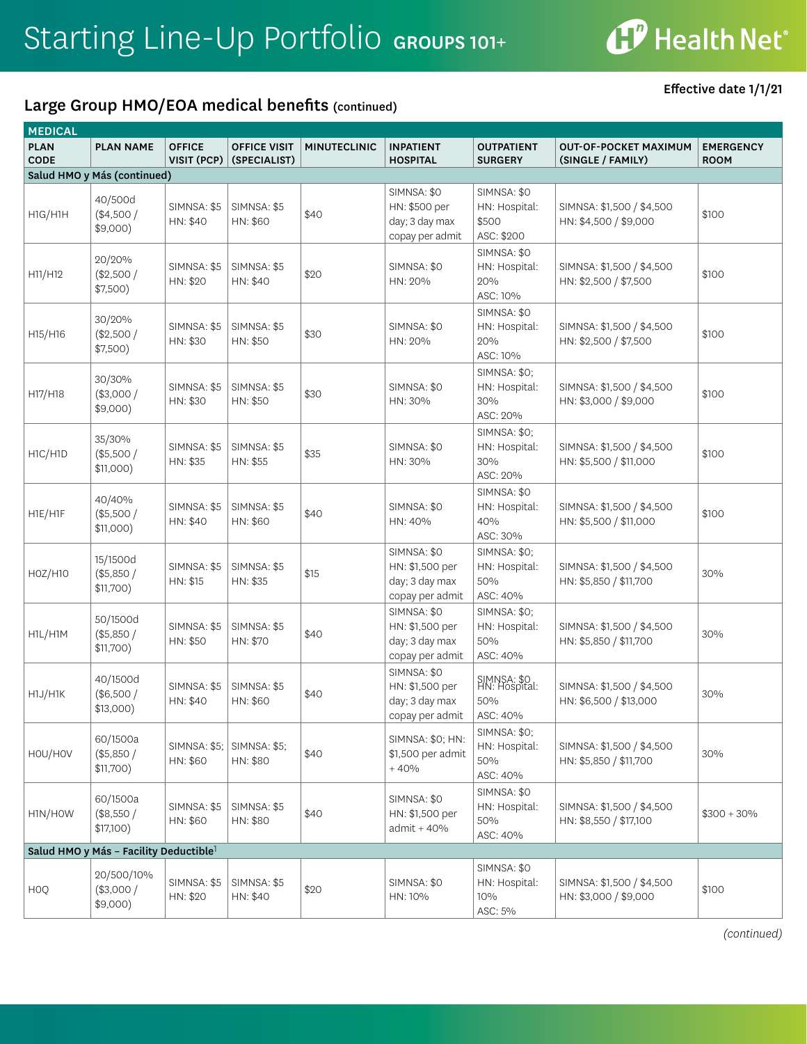# Starting Line-Up Portfolio GROUPS 101+

Effective date 1/1/21

## Large Group HMO/EOA medical benefits (continued)

| MEDICAL | | | | | | | | |
|---|---|---|---|---|---|---|---|---|
| PLAN CODE | PLAN NAME | OFFICE VISIT (PCP) | OFFICE VISIT (SPECIALIST) | MINUTECLINIC | INPATIENT HOSPITAL | OUTPATIENT SURGERY | OUT-OF-POCKET MAXIMUM (SINGLE / FAMILY) | EMERGENCY ROOM |
| **Salud HMO y Más (continued)** | | | | | | | | |
| H1G/H1H | 40/500d ($4,500 / $9,000) | SIMNSA: $5 HN: $40 | SIMNSA: $5 HN: $60 | $40 | SIMNSA: $0 HN: $500 per day; 3 day max copay per admit | SIMNSA: $0 HN: Hospital: $500 ASC: $200 | SIMNSA: $1,500 / $4,500 HN: $4,500 / $9,000 | $100 |
| H11/H12 | 20/20% ($2,500 / $7,500) | SIMNSA: $5 HN: $20 | SIMNSA: $5 HN: $40 | $20 | SIMNSA: $0 HN: 20% | SIMNSA: $0 HN: Hospital: 20% ASC: 10% | SIMNSA: $1,500 / $4,500 HN: $2,500 / $7,500 | $100 |
| H15/H16 | 30/20% ($2,500 / $7,500) | SIMNSA: $5 HN: $30 | SIMNSA: $5 HN: $50 | $30 | SIMNSA: $0 HN: 20% | SIMNSA: $0 HN: Hospital: 20% ASC: 10% | SIMNSA: $1,500 / $4,500 HN: $2,500 / $7,500 | $100 |
| H17/H18 | 30/30% ($3,000 / $9,000) | SIMNSA: $5 HN: $30 | SIMNSA: $5 HN: $50 | $30 | SIMNSA: $0 HN: 30% | SIMNSA: $0; HN: Hospital: 30% ASC: 20% | SIMNSA: $1,500 / $4,500 HN: $3,000 / $9,000 | $100 |
| H1C/H1D | 35/30% ($5,500 / $11,000) | SIMNSA: $5 HN: $35 | SIMNSA: $5 HN: $55 | $35 | SIMNSA: $0 HN: 30% | SIMNSA: $0; HN: Hospital: 30% ASC: 20% | SIMNSA: $1,500 / $4,500 HN: $5,500 / $11,000 | $100 |
| H1E/H1F | 40/40% ($5,500 / $11,000) | SIMNSA: $5 HN: $40 | SIMNSA: $5 HN: $60 | $40 | SIMNSA: $0 HN: 40% | SIMNSA: $0 HN: Hospital: 40% ASC: 30% | SIMNSA: $1,500 / $4,500 HN: $5,500 / $11,000 | $100 |
| H0Z/H10 | 15/1500d ($5,850 / $11,700) | SIMNSA: $5 HN: $15 | SIMNSA: $5 HN: $35 | $15 | SIMNSA: $0 HN: $1,500 per day; 3 day max copay per admit | SIMNSA: $0; HN: Hospital: 50% ASC: 40% | SIMNSA: $1,500 / $4,500 HN: $5,850 / $11,700 | 30% |
| H1L/H1M | 50/1500d ($5,850 / $11,700) | SIMNSA: $5 HN: $50 | SIMNSA: $5 HN: $70 | $40 | SIMNSA: $0 HN: $1,500 per day; 3 day max copay per admit | SIMNSA: $0; HN: Hospital: 50% ASC: 40% | SIMNSA: $1,500 / $4,500 HN: $5,850 / $11,700 | 30% |
| H1J/H1K | 40/1500d ($6,500 / $13,000) | SIMNSA: $5 HN: $40 | SIMNSA: $5 HN: $60 | $40 | SIMNSA: $0 HN: $1,500 per day; 3 day max copay per admit | SIMNSA: $0 HN: Hospital: 50% ASC: 40% | SIMNSA: $1,500 / $4,500 HN: $6,500 / $13,000 | 30% |
| H0U/H0V | 60/1500a ($5,850 / $11,700) | SIMNSA: $5; HN: $60 | SIMNSA: $5; HN: $80 | $40 | SIMNSA: $0; HN: $1,500 per admit + 40% | SIMNSA: $0; HN: Hospital: 50% ASC: 40% | SIMNSA: $1,500 / $4,500 HN: $5,850 / $11,700 | 30% |
| H1N/H0W | 60/1500a ($8,550 / $17,100) | SIMNSA: $5 HN: $60 | SIMNSA: $5 HN: $80 | $40 | SIMNSA: $0 HN: $1,500 per admit + 40% | SIMNSA: $0 HN: Hospital: 50% ASC: 40% | SIMNSA: $1,500 / $4,500 HN: $8,550 / $17,100 | $300 + 30% |
| **Salud HMO y Más – Facility Deductible[1]** | | | | | | | | |
| H0Q | 20/500/10% ($3,000 / $9,000) | SIMNSA: $5 HN: $20 | SIMNSA: $5 HN: $40 | $20 | SIMNSA: $0 HN: 10% | SIMNSA: $0 HN: Hospital: 10% ASC: 5% | SIMNSA: $1,500 / $4,500 HN: $3,000 / $9,000 | $100 |

*(continued)*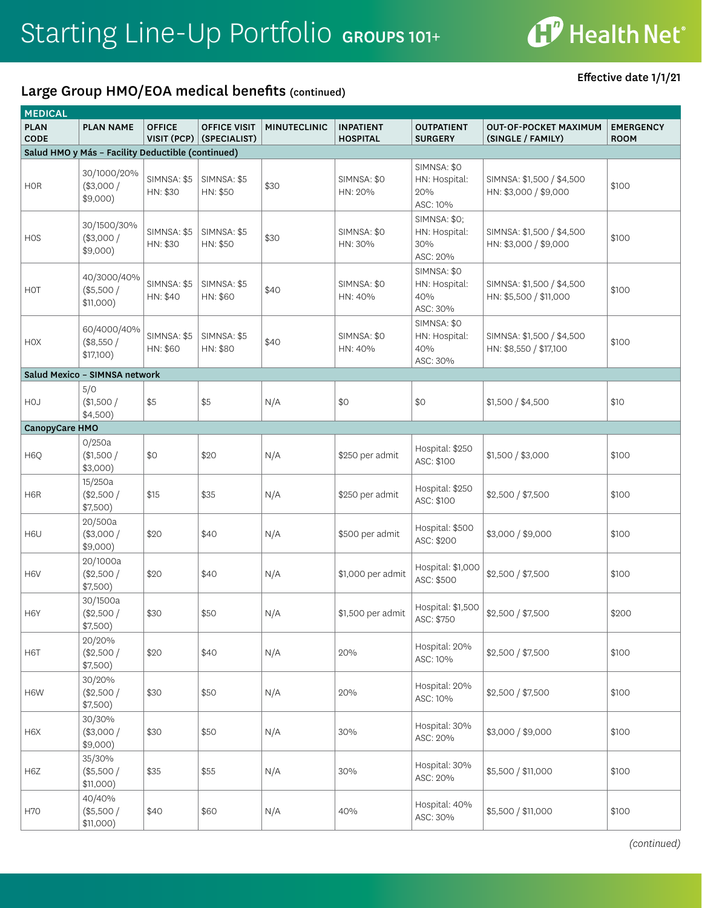# Starting Line-Up Portfolio GROUPS 101+

Effective date 1/1/21

## Large Group HMO/EOA medical benefits (continued)

| MEDICAL | | | | | | | | |
|---|---|---|---|---|---|---|---|---|
| **PLAN CODE** | **PLAN NAME** | **OFFICE VISIT (PCP)** | **OFFICE VISIT (SPECIALIST)** | **MINUTECLINIC** | **INPATIENT HOSPITAL** | **OUTPATIENT SURGERY** | **OUT-OF-POCKET MAXIMUM (SINGLE / FAMILY)** | **EMERGENCY ROOM** |
| **Salud HMO y Más – Facility Deductible (continued)** | | | | | | | | |
| H0R | 30/1000/20% ($3,000 / $9,000) | SIMNSA: $5 HN: $30 | SIMNSA: $5 HN: $50 | $30 | SIMNSA: $0 HN: 20% | SIMNSA: $0 HN: Hospital: 20% ASC: 10% | SIMNSA: $1,500 / $4,500 HN: $3,000 / $9,000 | $100 |
| H0S | 30/1500/30% ($3,000 / $9,000) | SIMNSA: $5 HN: $30 | SIMNSA: $5 HN: $50 | $30 | SIMNSA: $0 HN: 30% | SIMNSA: $0; HN: Hospital: 30% ASC: 20% | SIMNSA: $1,500 / $4,500 HN: $3,000 / $9,000 | $100 |
| H0T | 40/3000/40% ($5,500 / $11,000) | SIMNSA: $5 HN: $40 | SIMNSA: $5 HN: $60 | $40 | SIMNSA: $0 HN: 40% | SIMNSA: $0 HN: Hospital: 40% ASC: 30% | SIMNSA: $1,500 / $4,500 HN: $5,500 / $11,000 | $100 |
| H0X | 60/4000/40% ($8,550 / $17,100) | SIMNSA: $5 HN: $60 | SIMNSA: $5 HN: $80 | $40 | SIMNSA: $0 HN: 40% | SIMNSA: $0 HN: Hospital: 40% ASC: 30% | SIMNSA: $1,500 / $4,500 HN: $8,550 / $17,100 | $100 |
| **Salud Mexico – SIMNSA network** | | | | | | | | |
| H0J | 5/0 ($1,500 / $4,500) | $5 | $5 | N/A | $0 | $0 | $1,500 / $4,500 | $10 |
| **CanopyCare HMO** | | | | | | | | |
| H6Q | 0/250a ($1,500 / $3,000) | $0 | $20 | N/A | $250 per admit | Hospital: $250 ASC: $100 | $1,500 / $3,000 | $100 |
| H6R | 15/250a ($2,500 / $7,500) | $15 | $35 | N/A | $250 per admit | Hospital: $250 ASC: $100 | $2,500 / $7,500 | $100 |
| H6U | 20/500a ($3,000 / $9,000) | $20 | $40 | N/A | $500 per admit | Hospital: $500 ASC: $200 | $3,000 / $9,000 | $100 |
| H6V | 20/1000a ($2,500 / $7,500) | $20 | $40 | N/A | $1,000 per admit | Hospital: $1,000 ASC: $500 | $2,500 / $7,500 | $100 |
| H6Y | 30/1500a ($2,500 / $7,500) | $30 | $50 | N/A | $1,500 per admit | Hospital: $1,500 ASC: $750 | $2,500 / $7,500 | $200 |
| H6T | 20/20% ($2,500 / $7,500) | $20 | $40 | N/A | 20% | Hospital: 20% ASC: 10% | $2,500 / $7,500 | $100 |
| H6W | 30/20% ($2,500 / $7,500) | $30 | $50 | N/A | 20% | Hospital: 20% ASC: 10% | $2,500 / $7,500 | $100 |
| H6X | 30/30% ($3,000 / $9,000) | $30 | $50 | N/A | 30% | Hospital: 30% ASC: 20% | $3,000 / $9,000 | $100 |
| H6Z | 35/30% ($5,500 / $11,000) | $35 | $55 | N/A | 30% | Hospital: 30% ASC: 20% | $5,500 / $11,000 | $100 |
| H70 | 40/40% ($5,500 / $11,000) | $40 | $60 | N/A | 40% | Hospital: 40% ASC: 30% | $5,500 / $11,000 | $100 |

*(continued)*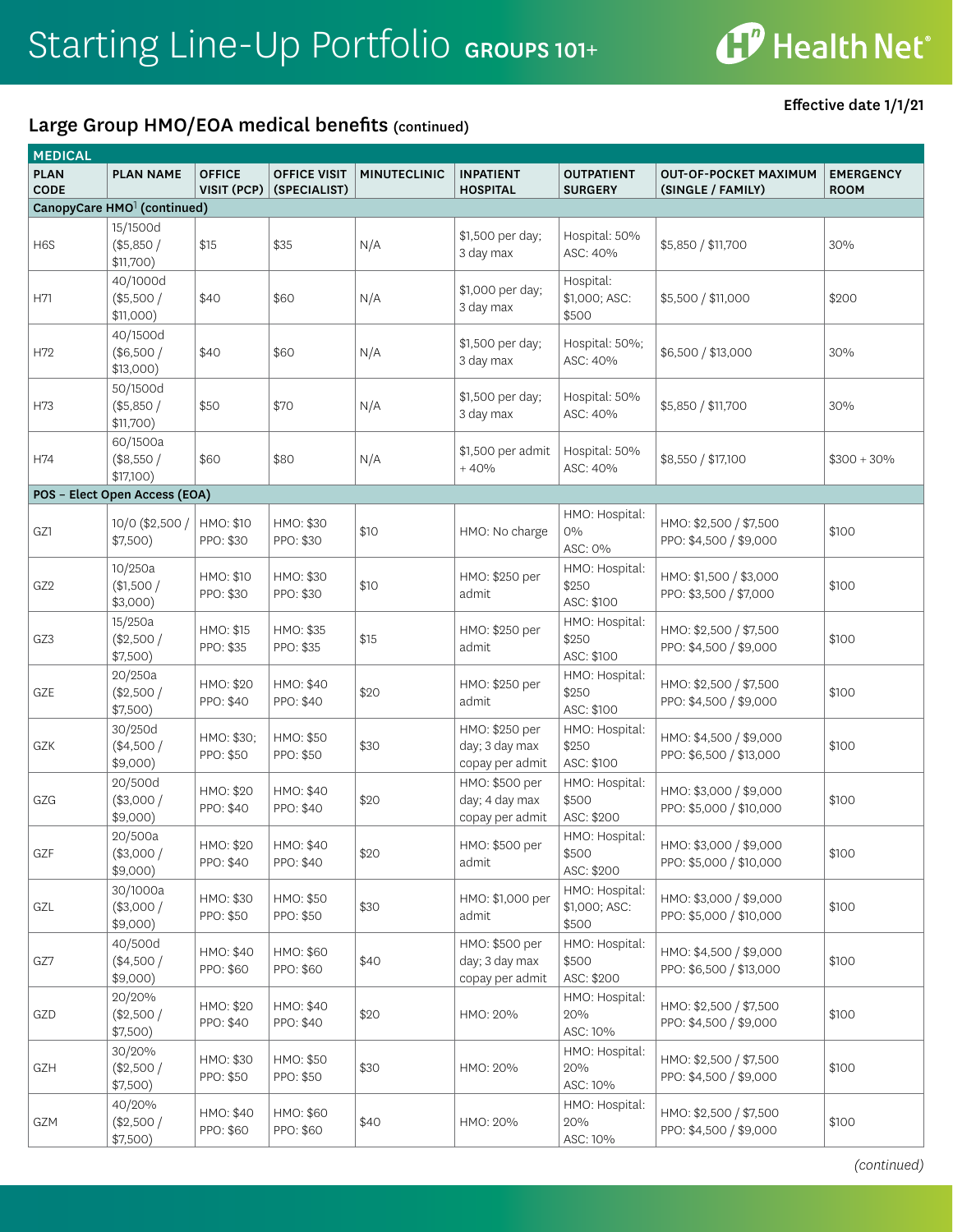# Starting Line-Up Portfolio GROUPS 101+

Effective date 1/1/21

## Large Group HMO/EOA medical benefits (continued)

| MEDICAL | | | | | | | | |
|---|---|---|---|---|---|---|---|---|
| PLAN CODE | PLAN NAME | OFFICE VISIT (PCP) | OFFICE VISIT (SPECIALIST) | MINUTECLINIC | INPATIENT HOSPITAL | OUTPATIENT SURGERY | OUT-OF-POCKET MAXIMUM (SINGLE / FAMILY) | EMERGENCY ROOM |
| **CanopyCare HMO[1] (continued)** | | | | | | | | |
| H6S | 15/1500d ($5,850 / $11,700) | $15 | $35 | N/A | $1,500 per day; 3 day max | Hospital: 50% ASC: 40% | $5,850 / $11,700 | 30% |
| H71 | 40/1000d ($5,500 / $11,000) | $40 | $60 | N/A | $1,000 per day; 3 day max | Hospital: $1,000; ASC: $500 | $5,500 / $11,000 | $200 |
| H72 | 40/1500d ($6,500 / $13,000) | $40 | $60 | N/A | $1,500 per day; 3 day max | Hospital: 50%; ASC: 40% | $6,500 / $13,000 | 30% |
| H73 | 50/1500d ($5,850 / $11,700) | $50 | $70 | N/A | $1,500 per day; 3 day max | Hospital: 50% ASC: 40% | $5,850 / $11,700 | 30% |
| H74 | 60/1500a ($8,550 / $17,100) | $60 | $80 | N/A | $1,500 per admit + 40% | Hospital: 50% ASC: 40% | $8,550 / $17,100 | $300 + 30% |
| **POS – Elect Open Access (EOA)** | | | | | | | | |
| GZ1 | 10/0 ($2,500 / $7,500) | HMO: $10 PPO: $30 | HMO: $30 PPO: $30 | $10 | HMO: No charge | HMO: Hospital: 0% ASC: 0% | HMO: $2,500 / $7,500 PPO: $4,500 / $9,000 | $100 |
| GZ2 | 10/250a ($1,500 / $3,000) | HMO: $10 PPO: $30 | HMO: $30 PPO: $30 | $10 | HMO: $250 per admit | HMO: Hospital: $250 ASC: $100 | HMO: $1,500 / $3,000 PPO: $3,500 / $7,000 | $100 |
| GZ3 | 15/250a ($2,500 / $7,500) | HMO: $15 PPO: $35 | HMO: $35 PPO: $35 | $15 | HMO: $250 per admit | HMO: Hospital: $250 ASC: $100 | HMO: $2,500 / $7,500 PPO: $4,500 / $9,000 | $100 |
| GZE | 20/250a ($2,500 / $7,500) | HMO: $20 PPO: $40 | HMO: $40 PPO: $40 | $20 | HMO: $250 per admit | HMO: Hospital: $250 ASC: $100 | HMO: $2,500 / $7,500 PPO: $4,500 / $9,000 | $100 |
| GZK | 30/250d ($4,500 / $9,000) | HMO: $30; PPO: $50 | HMO: $50 PPO: $50 | $30 | HMO: $250 per day; 3 day max copay per admit | HMO: Hospital: $250 ASC: $100 | HMO: $4,500 / $9,000 PPO: $6,500 / $13,000 | $100 |
| GZG | 20/500d ($3,000 / $9,000) | HMO: $20 PPO: $40 | HMO: $40 PPO: $40 | $20 | HMO: $500 per day; 4 day max copay per admit | HMO: Hospital: $500 ASC: $200 | HMO: $3,000 / $9,000 PPO: $5,000 / $10,000 | $100 |
| GZF | 20/500a ($3,000 / $9,000) | HMO: $20 PPO: $40 | HMO: $40 PPO: $40 | $20 | HMO: $500 per admit | HMO: Hospital: $500 ASC: $200 | HMO: $3,000 / $9,000 PPO: $5,000 / $10,000 | $100 |
| GZL | 30/1000a ($3,000 / $9,000) | HMO: $30 PPO: $50 | HMO: $50 PPO: $50 | $30 | HMO: $1,000 per admit | HMO: Hospital: $1,000; ASC: $500 | HMO: $3,000 / $9,000 PPO: $5,000 / $10,000 | $100 |
| GZ7 | 40/500d ($4,500 / $9,000) | HMO: $40 PPO: $60 | HMO: $60 PPO: $60 | $40 | HMO: $500 per day; 3 day max copay per admit | HMO: Hospital: $500 ASC: $200 | HMO: $4,500 / $9,000 PPO: $6,500 / $13,000 | $100 |
| GZD | 20/20% ($2,500 / $7,500) | HMO: $20 PPO: $40 | HMO: $40 PPO: $40 | $20 | HMO: 20% | HMO: Hospital: 20% ASC: 10% | HMO: $2,500 / $7,500 PPO: $4,500 / $9,000 | $100 |
| GZH | 30/20% ($2,500 / $7,500) | HMO: $30 PPO: $50 | HMO: $50 PPO: $50 | $30 | HMO: 20% | HMO: Hospital: 20% ASC: 10% | HMO: $2,500 / $7,500 PPO: $4,500 / $9,000 | $100 |
| GZM | 40/20% ($2,500 / $7,500) | HMO: $40 PPO: $60 | HMO: $60 PPO: $60 | $40 | HMO: 20% | HMO: Hospital: 20% ASC: 10% | HMO: $2,500 / $7,500 PPO: $4,500 / $9,000 | $100 |

*(continued)*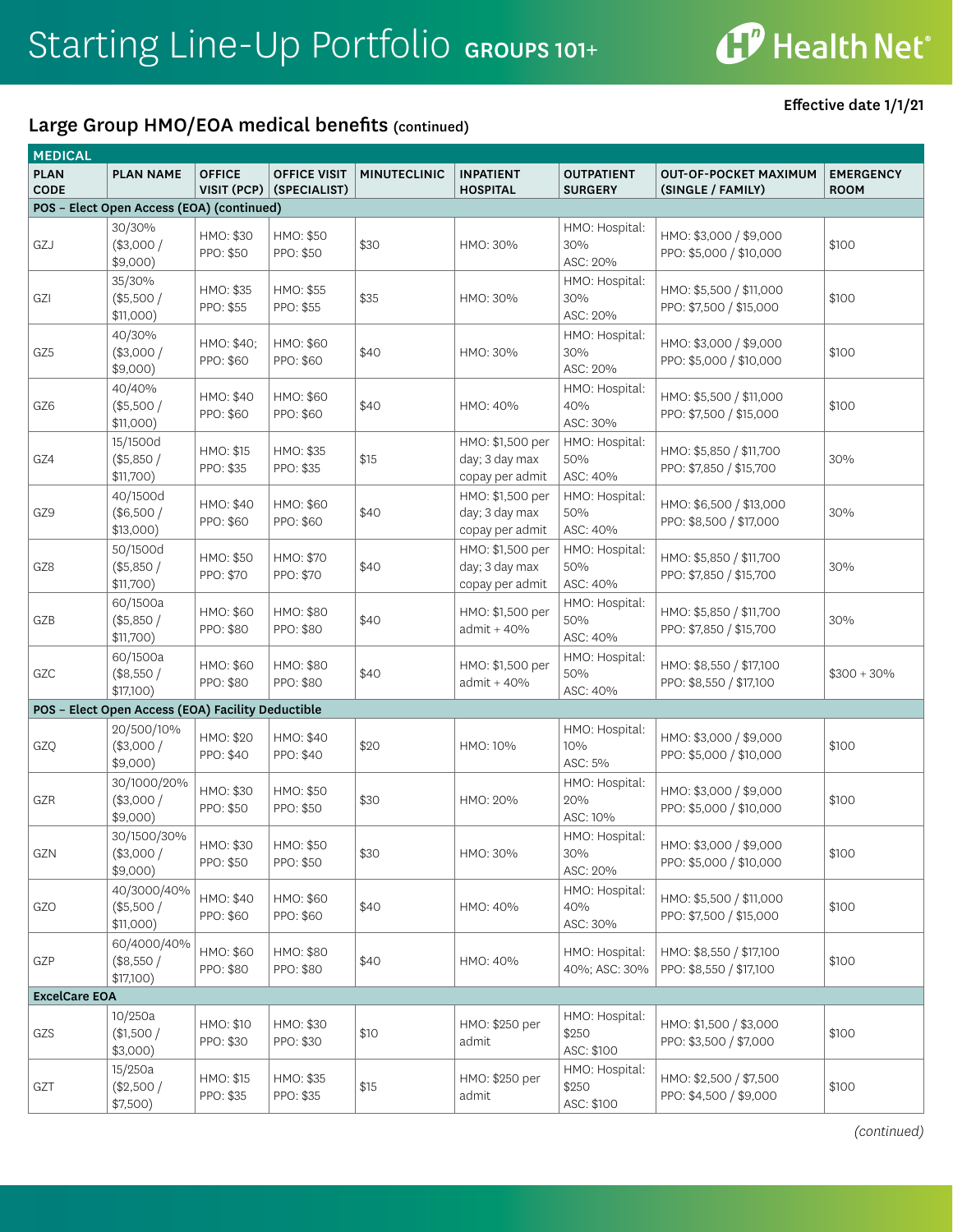# Starting Line-Up Portfolio GROUPS 101+

Effective date 1/1/21

## Large Group HMO/EOA medical benefits (continued)

| MEDICAL | | | | | | | | |
|---|---|---|---|---|---|---|---|---|
| PLAN CODE | PLAN NAME | OFFICE VISIT (PCP) | OFFICE VISIT (SPECIALIST) | MINUTECLINIC | INPATIENT HOSPITAL | OUTPATIENT SURGERY | OUT-OF-POCKET MAXIMUM (SINGLE / FAMILY) | EMERGENCY ROOM |
| **POS – Elect Open Access (EOA) (continued)** | | | | | | | | |
| GZJ | 30/30% ($3,000 / $9,000) | HMO: $30 PPO: $50 | HMO: $50 PPO: $50 | $30 | HMO: 30% | HMO: Hospital: 30% ASC: 20% | HMO: $3,000 / $9,000 PPO: $5,000 / $10,000 | $100 |
| GZI | 35/30% ($5,500 / $11,000) | HMO: $35 PPO: $55 | HMO: $55 PPO: $55 | $35 | HMO: 30% | HMO: Hospital: 30% ASC: 20% | HMO: $5,500 / $11,000 PPO: $7,500 / $15,000 | $100 |
| GZ5 | 40/30% ($3,000 / $9,000) | HMO: $40; PPO: $60 | HMO: $60 PPO: $60 | $40 | HMO: 30% | HMO: Hospital: 30% ASC: 20% | HMO: $3,000 / $9,000 PPO: $5,000 / $10,000 | $100 |
| GZ6 | 40/40% ($5,500 / $11,000) | HMO: $40 PPO: $60 | HMO: $60 PPO: $60 | $40 | HMO: 40% | HMO: Hospital: 40% ASC: 30% | HMO: $5,500 / $11,000 PPO: $7,500 / $15,000 | $100 |
| GZ4 | 15/1500d ($5,850 / $11,700) | HMO: $15 PPO: $35 | HMO: $35 PPO: $35 | $15 | HMO: $1,500 per day; 3 day max copay per admit | HMO: Hospital: 50% ASC: 40% | HMO: $5,850 / $11,700 PPO: $7,850 / $15,700 | 30% |
| GZ9 | 40/1500d ($6,500 / $13,000) | HMO: $40 PPO: $60 | HMO: $60 PPO: $60 | $40 | HMO: $1,500 per day; 3 day max copay per admit | HMO: Hospital: 50% ASC: 40% | HMO: $6,500 / $13,000 PPO: $8,500 / $17,000 | 30% |
| GZ8 | 50/1500d ($5,850 / $11,700) | HMO: $50 PPO: $70 | HMO: $70 PPO: $70 | $40 | HMO: $1,500 per day; 3 day max copay per admit | HMO: Hospital: 50% ASC: 40% | HMO: $5,850 / $11,700 PPO: $7,850 / $15,700 | 30% |
| GZB | 60/1500a ($5,850 / $11,700) | HMO: $60 PPO: $80 | HMO: $80 PPO: $80 | $40 | HMO: $1,500 per admit + 40% | HMO: Hospital: 50% ASC: 40% | HMO: $5,850 / $11,700 PPO: $7,850 / $15,700 | 30% |
| GZC | 60/1500a ($8,550 / $17,100) | HMO: $60 PPO: $80 | HMO: $80 PPO: $80 | $40 | HMO: $1,500 per admit + 40% | HMO: Hospital: 50% ASC: 40% | HMO: $8,550 / $17,100 PPO: $8,550 / $17,100 | $300 + 30% |
| **POS – Elect Open Access (EOA) Facility Deductible** | | | | | | | | |
| GZQ | 20/500/10% ($3,000 / $9,000) | HMO: $20 PPO: $40 | HMO: $40 PPO: $40 | $20 | HMO: 10% | HMO: Hospital: 10% ASC: 5% | HMO: $3,000 / $9,000 PPO: $5,000 / $10,000 | $100 |
| GZR | 30/1000/20% ($3,000 / $9,000) | HMO: $30 PPO: $50 | HMO: $50 PPO: $50 | $30 | HMO: 20% | HMO: Hospital: 20% ASC: 10% | HMO: $3,000 / $9,000 PPO: $5,000 / $10,000 | $100 |
| GZN | 30/1500/30% ($3,000 / $9,000) | HMO: $30 PPO: $50 | HMO: $50 PPO: $50 | $30 | HMO: 30% | HMO: Hospital: 30% ASC: 20% | HMO: $3,000 / $9,000 PPO: $5,000 / $10,000 | $100 |
| GZO | 40/3000/40% ($5,500 / $11,000) | HMO: $40 PPO: $60 | HMO: $60 PPO: $60 | $40 | HMO: 40% | HMO: Hospital: 40% ASC: 30% | HMO: $5,500 / $11,000 PPO: $7,500 / $15,000 | $100 |
| GZP | 60/4000/40% ($8,550 / $17,100) | HMO: $60 PPO: $80 | HMO: $80 PPO: $80 | $40 | HMO: 40% | HMO: Hospital: 40%; ASC: 30% | HMO: $8,550 / $17,100 PPO: $8,550 / $17,100 | $100 |
| **ExcelCare EOA** | | | | | | | | |
| GZS | 10/250a ($1,500 / $3,000) | HMO: $10 PPO: $30 | HMO: $30 PPO: $30 | $10 | HMO: $250 per admit | HMO: Hospital: $250 ASC: $100 | HMO: $1,500 / $3,000 PPO: $3,500 / $7,000 | $100 |
| GZT | 15/250a ($2,500 / $7,500) | HMO: $15 PPO: $35 | HMO: $35 PPO: $35 | $15 | HMO: $250 per admit | HMO: Hospital: $250 ASC: $100 | HMO: $2,500 / $7,500 PPO: $4,500 / $9,000 | $100 |

*(continued)*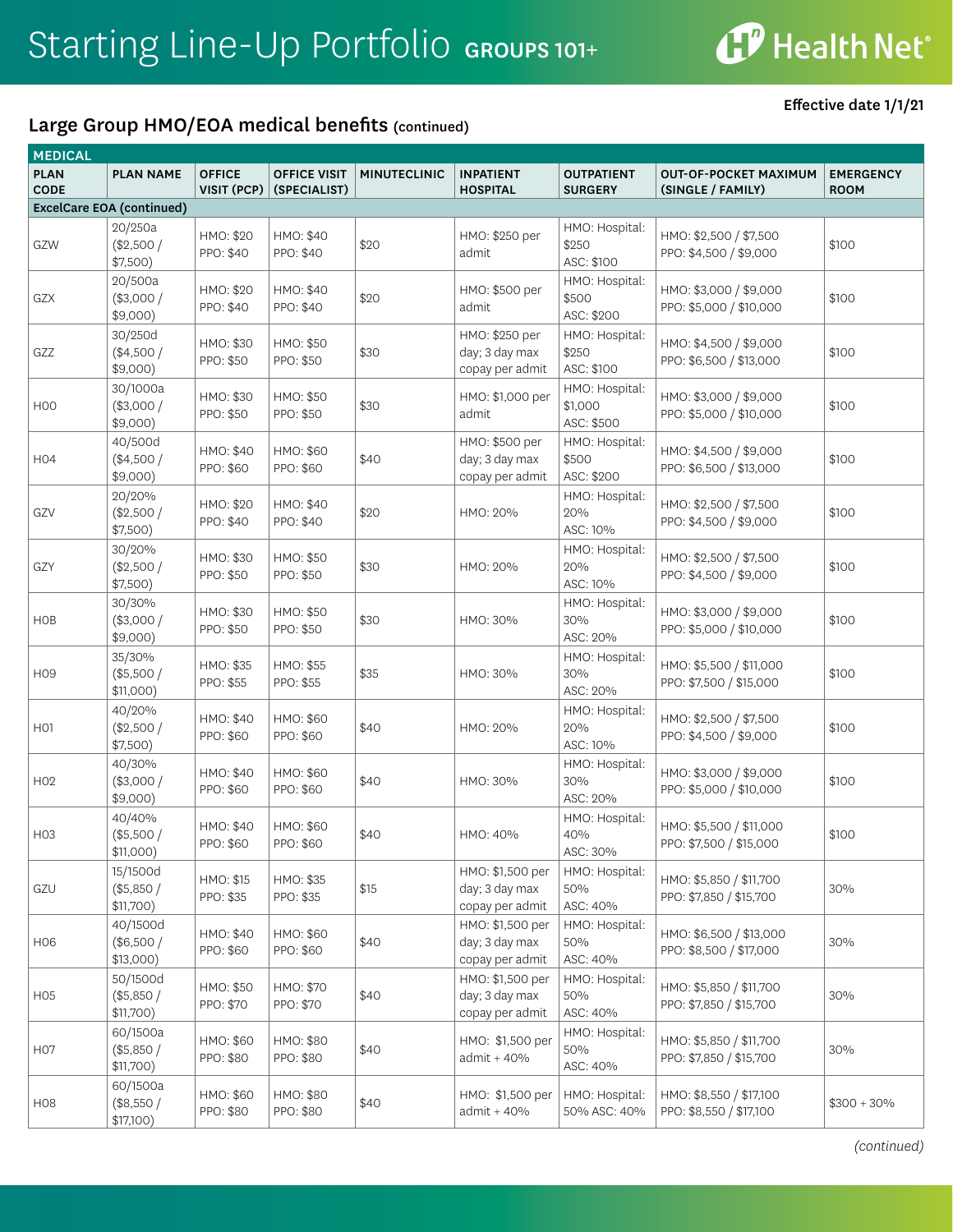# Starting Line-Up Portfolio GROUPS 101+

Effective date 1/1/21

## Large Group HMO/EOA medical benefits (continued)

| MEDICAL | | | | | | | | |
|---|---|---|---|---|---|---|---|---|
| PLAN CODE | PLAN NAME | OFFICE VISIT (PCP) | OFFICE VISIT (SPECIALIST) | MINUTECLINIC | INPATIENT HOSPITAL | OUTPATIENT SURGERY | OUT-OF-POCKET MAXIMUM (SINGLE / FAMILY) | EMERGENCY ROOM |
| **ExcelCare EOA (continued)** | | | | | | | | |
| GZW | 20/250a ($2,500 / $7,500) | HMO: $20 PPO: $40 | HMO: $40 PPO: $40 | $20 | HMO: $250 per admit | HMO: Hospital: $250 ASC: $100 | HMO: $2,500 / $7,500 PPO: $4,500 / $9,000 | $100 |
| GZX | 20/500a ($3,000 / $9,000) | HMO: $20 PPO: $40 | HMO: $40 PPO: $40 | $20 | HMO: $500 per admit | HMO: Hospital: $500 ASC: $200 | HMO: $3,000 / $9,000 PPO: $5,000 / $10,000 | $100 |
| GZZ | 30/250d ($4,500 / $9,000) | HMO: $30 PPO: $50 | HMO: $50 PPO: $50 | $30 | HMO: $250 per day; 3 day max copay per admit | HMO: Hospital: $250 ASC: $100 | HMO: $4,500 / $9,000 PPO: $6,500 / $13,000 | $100 |
| H00 | 30/1000a ($3,000 / $9,000) | HMO: $30 PPO: $50 | HMO: $50 PPO: $50 | $30 | HMO: $1,000 per admit | HMO: Hospital: $1,000 ASC: $500 | HMO: $3,000 / $9,000 PPO: $5,000 / $10,000 | $100 |
| H04 | 40/500d ($4,500 / $9,000) | HMO: $40 PPO: $60 | HMO: $60 PPO: $60 | $40 | HMO: $500 per day; 3 day max copay per admit | HMO: Hospital: $500 ASC: $200 | HMO: $4,500 / $9,000 PPO: $6,500 / $13,000 | $100 |
| GZV | 20/20% ($2,500 / $7,500) | HMO: $20 PPO: $40 | HMO: $40 PPO: $40 | $20 | HMO: 20% | HMO: Hospital: 20% ASC: 10% | HMO: $2,500 / $7,500 PPO: $4,500 / $9,000 | $100 |
| GZY | 30/20% ($2,500 / $7,500) | HMO: $30 PPO: $50 | HMO: $50 PPO: $50 | $30 | HMO: 20% | HMO: Hospital: 20% ASC: 10% | HMO: $2,500 / $7,500 PPO: $4,500 / $9,000 | $100 |
| H0B | 30/30% ($3,000 / $9,000) | HMO: $30 PPO: $50 | HMO: $50 PPO: $50 | $30 | HMO: 30% | HMO: Hospital: 30% ASC: 20% | HMO: $3,000 / $9,000 PPO: $5,000 / $10,000 | $100 |
| H09 | 35/30% ($5,500 / $11,000) | HMO: $35 PPO: $55 | HMO: $55 PPO: $55 | $35 | HMO: 30% | HMO: Hospital: 30% ASC: 20% | HMO: $5,500 / $11,000 PPO: $7,500 / $15,000 | $100 |
| H01 | 40/20% ($2,500 / $7,500) | HMO: $40 PPO: $60 | HMO: $60 PPO: $60 | $40 | HMO: 20% | HMO: Hospital: 20% ASC: 10% | HMO: $2,500 / $7,500 PPO: $4,500 / $9,000 | $100 |
| H02 | 40/30% ($3,000 / $9,000) | HMO: $40 PPO: $60 | HMO: $60 PPO: $60 | $40 | HMO: 30% | HMO: Hospital: 30% ASC: 20% | HMO: $3,000 / $9,000 PPO: $5,000 / $10,000 | $100 |
| H03 | 40/40% ($5,500 / $11,000) | HMO: $40 PPO: $60 | HMO: $60 PPO: $60 | $40 | HMO: 40% | HMO: Hospital: 40% ASC: 30% | HMO: $5,500 / $11,000 PPO: $7,500 / $15,000 | $100 |
| GZU | 15/1500d ($5,850 / $11,700) | HMO: $15 PPO: $35 | HMO: $35 PPO: $35 | $15 | HMO: $1,500 per day; 3 day max copay per admit | HMO: Hospital: 50% ASC: 40% | HMO: $5,850 / $11,700 PPO: $7,850 / $15,700 | 30% |
| H06 | 40/1500d ($6,500 / $13,000) | HMO: $40 PPO: $60 | HMO: $60 PPO: $60 | $40 | HMO: $1,500 per day; 3 day max copay per admit | HMO: Hospital: 50% ASC: 40% | HMO: $6,500 / $13,000 PPO: $8,500 / $17,000 | 30% |
| H05 | 50/1500d ($5,850 / $11,700) | HMO: $50 PPO: $70 | HMO: $70 PPO: $70 | $40 | HMO: $1,500 per day; 3 day max copay per admit | HMO: Hospital: 50% ASC: 40% | HMO: $5,850 / $11,700 PPO: $7,850 / $15,700 | 30% |
| H07 | 60/1500a ($5,850 / $11,700) | HMO: $60 PPO: $80 | HMO: $80 PPO: $80 | $40 | HMO: $1,500 per admit + 40% | HMO: Hospital: 50% ASC: 40% | HMO: $5,850 / $11,700 PPO: $7,850 / $15,700 | 30% |
| H08 | 60/1500a ($8,550 / $17,100) | HMO: $60 PPO: $80 | HMO: $80 PPO: $80 | $40 | HMO: $1,500 per admit + 40% | HMO: Hospital: 50% ASC: 40% | HMO: $8,550 / $17,100 PPO: $8,550 / $17,100 | $300 + 30% |

*(continued)*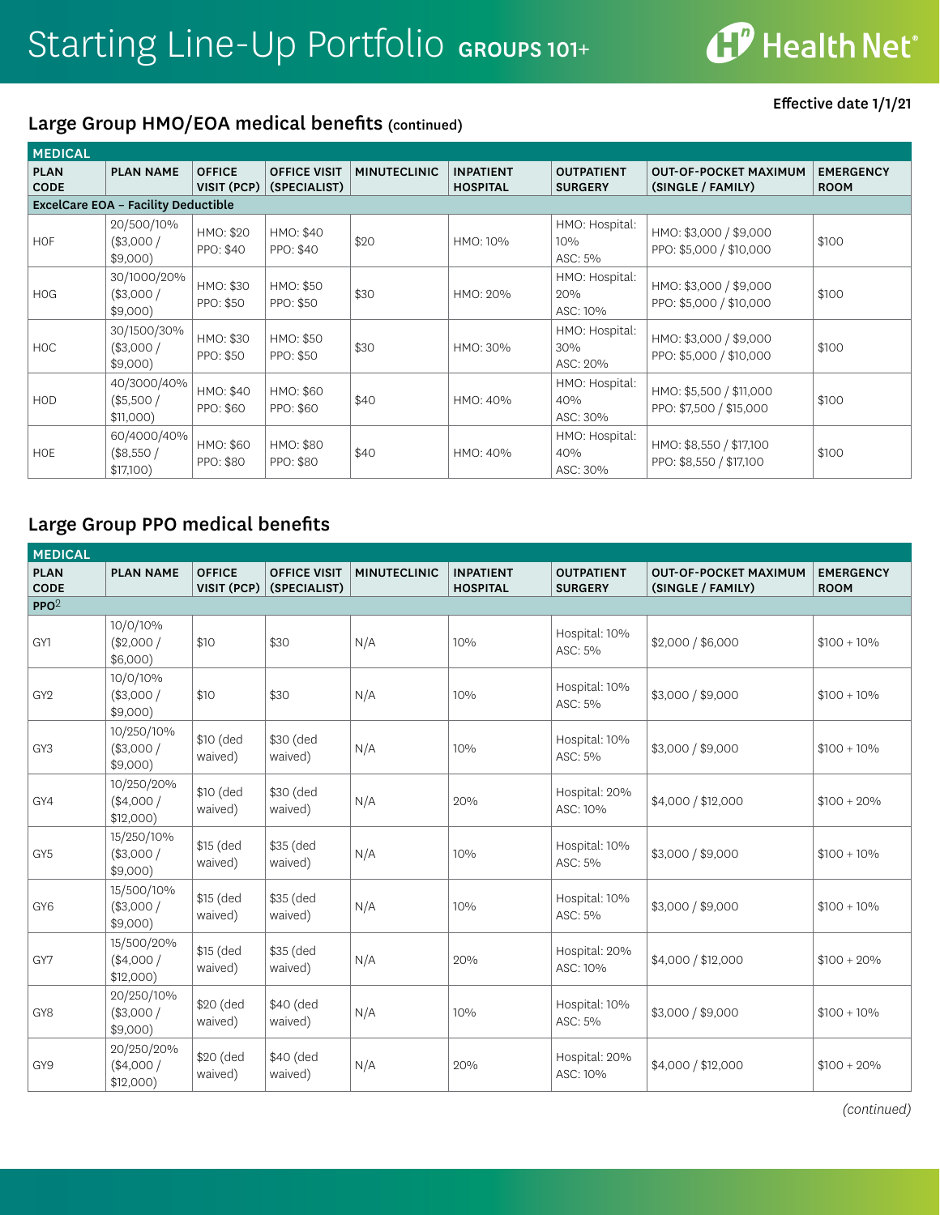# Starting Line-Up Portfolio GROUPS 101+

Effective date 1/1/21

## Large Group HMO/EOA medical benefits (continued)

| MEDICAL | | | | | | | | |
|---|---|---|---|---|---|---|---|---|
| PLAN CODE | PLAN NAME | OFFICE VISIT (PCP) | OFFICE VISIT (SPECIALIST) | MINUTECLINIC | INPATIENT HOSPITAL | OUTPATIENT SURGERY | OUT-OF-POCKET MAXIMUM (SINGLE / FAMILY) | EMERGENCY ROOM |
| **ExcelCare EOA – Facility Deductible** | | | | | | | | |
| H0F | 20/500/10% ($3,000 / $9,000) | HMO: $20 PPO: $40 | HMO: $40 PPO: $40 | $20 | HMO: 10% | HMO: Hospital: 10% ASC: 5% | HMO: $3,000 / $9,000 PPO: $5,000 / $10,000 | $100 |
| H0G | 30/1000/20% ($3,000 / $9,000) | HMO: $30 PPO: $50 | HMO: $50 PPO: $50 | $30 | HMO: 20% | HMO: Hospital: 20% ASC: 10% | HMO: $3,000 / $9,000 PPO: $5,000 / $10,000 | $100 |
| H0C | 30/1500/30% ($3,000 / $9,000) | HMO: $30 PPO: $50 | HMO: $50 PPO: $50 | $30 | HMO: 30% | HMO: Hospital: 30% ASC: 20% | HMO: $3,000 / $9,000 PPO: $5,000 / $10,000 | $100 |
| H0D | 40/3000/40% ($5,500 / $11,000) | HMO: $40 PPO: $60 | HMO: $60 PPO: $60 | $40 | HMO: 40% | HMO: Hospital: 40% ASC: 30% | HMO: $5,500 / $11,000 PPO: $7,500 / $15,000 | $100 |
| H0E | 60/4000/40% ($8,550 / $17,100) | HMO: $60 PPO: $80 | HMO: $80 PPO: $80 | $40 | HMO: 40% | HMO: Hospital: 40% ASC: 30% | HMO: $8,550 / $17,100 PPO: $8,550 / $17,100 | $100 |

## Large Group PPO medical benefits

| MEDICAL | | | | | | | | |
|---|---|---|---|---|---|---|---|---|
| PLAN CODE | PLAN NAME | OFFICE VISIT (PCP) | OFFICE VISIT (SPECIALIST) | MINUTECLINIC | INPATIENT HOSPITAL | OUTPATIENT SURGERY | OUT-OF-POCKET MAXIMUM (SINGLE / FAMILY) | EMERGENCY ROOM |
| **PPO[2]** | | | | | | | | |
| GY1 | 10/0/10% ($2,000 / $6,000) | $10 | $30 | N/A | 10% | Hospital: 10% ASC: 5% | $2,000 / $6,000 | $100 + 10% |
| GY2 | 10/0/10% ($3,000 / $9,000) | $10 | $30 | N/A | 10% | Hospital: 10% ASC: 5% | $3,000 / $9,000 | $100 + 10% |
| GY3 | 10/250/10% ($3,000 / $9,000) | $10 (ded waived) | $30 (ded waived) | N/A | 10% | Hospital: 10% ASC: 5% | $3,000 / $9,000 | $100 + 10% |
| GY4 | 10/250/20% ($4,000 / $12,000) | $10 (ded waived) | $30 (ded waived) | N/A | 20% | Hospital: 20% ASC: 10% | $4,000 / $12,000 | $100 + 20% |
| GY5 | 15/250/10% ($3,000 / $9,000) | $15 (ded waived) | $35 (ded waived) | N/A | 10% | Hospital: 10% ASC: 5% | $3,000 / $9,000 | $100 + 10% |
| GY6 | 15/500/10% ($3,000 / $9,000) | $15 (ded waived) | $35 (ded waived) | N/A | 10% | Hospital: 10% ASC: 5% | $3,000 / $9,000 | $100 + 10% |
| GY7 | 15/500/20% ($4,000 / $12,000) | $15 (ded waived) | $35 (ded waived) | N/A | 20% | Hospital: 20% ASC: 10% | $4,000 / $12,000 | $100 + 20% |
| GY8 | 20/250/10% ($3,000 / $9,000) | $20 (ded waived) | $40 (ded waived) | N/A | 10% | Hospital: 10% ASC: 5% | $3,000 / $9,000 | $100 + 10% |
| GY9 | 20/250/20% ($4,000 / $12,000) | $20 (ded waived) | $40 (ded waived) | N/A | 20% | Hospital: 20% ASC: 10% | $4,000 / $12,000 | $100 + 20% |

*(continued)*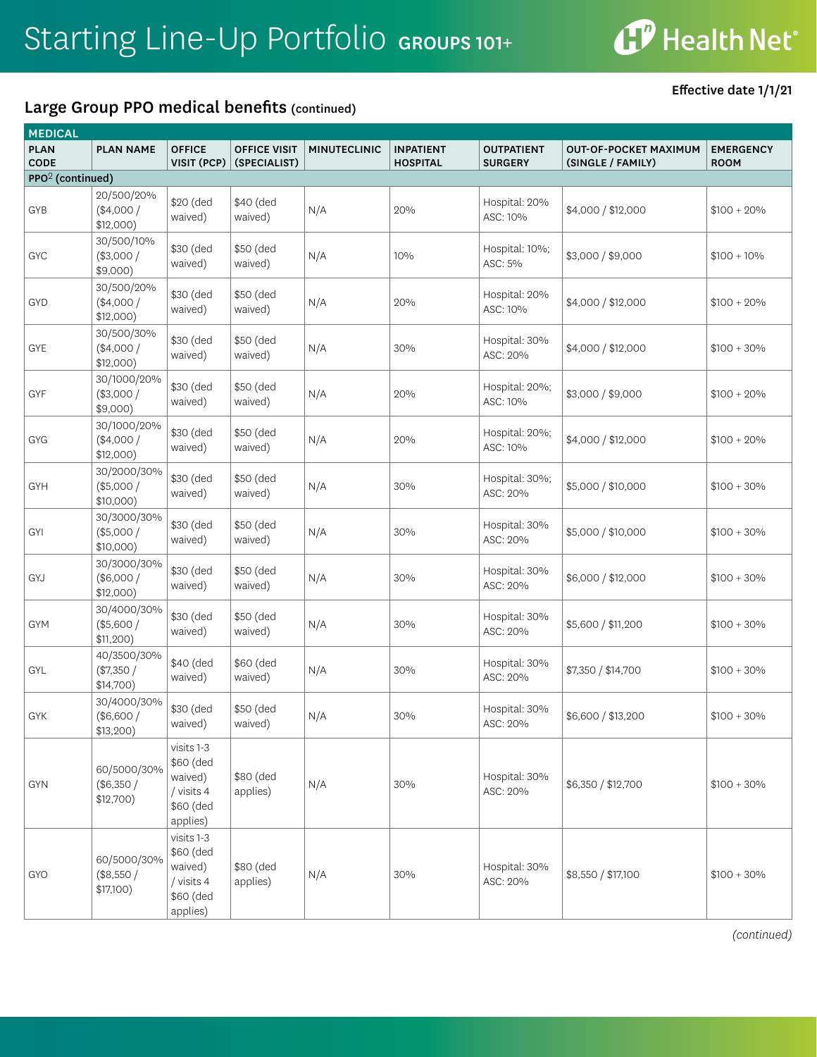# Starting Line-Up Portfolio GROUPS 101+

Effective date 1/1/21

## Large Group PPO medical benefits (continued)

| MEDICAL | | | | | | | | |
|---|---|---|---|---|---|---|---|---|
| PLAN CODE | PLAN NAME | OFFICE VISIT (PCP) | OFFICE VISIT (SPECIALIST) | MINUTECLINIC | INPATIENT HOSPITAL | OUTPATIENT SURGERY | OUT-OF-POCKET MAXIMUM (SINGLE / FAMILY) | EMERGENCY ROOM |
| PPO[2] (continued) | | | | | | | | |
| GYB | 20/500/20% ($4,000 / $12,000) | $20 (ded waived) | $40 (ded waived) | N/A | 20% | Hospital: 20% ASC: 10% | $4,000 / $12,000 | $100 + 20% |
| GYC | 30/500/10% ($3,000 / $9,000) | $30 (ded waived) | $50 (ded waived) | N/A | 10% | Hospital: 10%; ASC: 5% | $3,000 / $9,000 | $100 + 10% |
| GYD | 30/500/20% ($4,000 / $12,000) | $30 (ded waived) | $50 (ded waived) | N/A | 20% | Hospital: 20% ASC: 10% | $4,000 / $12,000 | $100 + 20% |
| GYE | 30/500/30% ($4,000 / $12,000) | $30 (ded waived) | $50 (ded waived) | N/A | 30% | Hospital: 30% ASC: 20% | $4,000 / $12,000 | $100 + 30% |
| GYF | 30/1000/20% ($3,000 / $9,000) | $30 (ded waived) | $50 (ded waived) | N/A | 20% | Hospital: 20%; ASC: 10% | $3,000 / $9,000 | $100 + 20% |
| GYG | 30/1000/20% ($4,000 / $12,000) | $30 (ded waived) | $50 (ded waived) | N/A | 20% | Hospital: 20%; ASC: 10% | $4,000 / $12,000 | $100 + 20% |
| GYH | 30/2000/30% ($5,000 / $10,000) | $30 (ded waived) | $50 (ded waived) | N/A | 30% | Hospital: 30%; ASC: 20% | $5,000 / $10,000 | $100 + 30% |
| GYI | 30/3000/30% ($5,000 / $10,000) | $30 (ded waived) | $50 (ded waived) | N/A | 30% | Hospital: 30% ASC: 20% | $5,000 / $10,000 | $100 + 30% |
| GYJ | 30/3000/30% ($6,000 / $12,000) | $30 (ded waived) | $50 (ded waived) | N/A | 30% | Hospital: 30% ASC: 20% | $6,000 / $12,000 | $100 + 30% |
| GYM | 30/4000/30% ($5,600 / $11,200) | $30 (ded waived) | $50 (ded waived) | N/A | 30% | Hospital: 30% ASC: 20% | $5,600 / $11,200 | $100 + 30% |
| GYL | 40/3500/30% ($7,350 / $14,700) | $40 (ded waived) | $60 (ded waived) | N/A | 30% | Hospital: 30% ASC: 20% | $7,350 / $14,700 | $100 + 30% |
| GYK | 30/4000/30% ($6,600 / $13,200) | $30 (ded waived) | $50 (ded waived) | N/A | 30% | Hospital: 30% ASC: 20% | $6,600 / $13,200 | $100 + 30% |
| GYN | 60/5000/30% ($6,350 / $12,700) | visits 1-3 $60 (ded waived) / visits 4 $60 (ded applies) | $80 (ded applies) | N/A | 30% | Hospital: 30% ASC: 20% | $6,350 / $12,700 | $100 + 30% |
| GYO | 60/5000/30% ($8,550 / $17,100) | visits 1-3 $60 (ded waived) / visits 4 $60 (ded applies) | $80 (ded applies) | N/A | 30% | Hospital: 30% ASC: 20% | $8,550 / $17,100 | $100 + 30% |

*(continued)*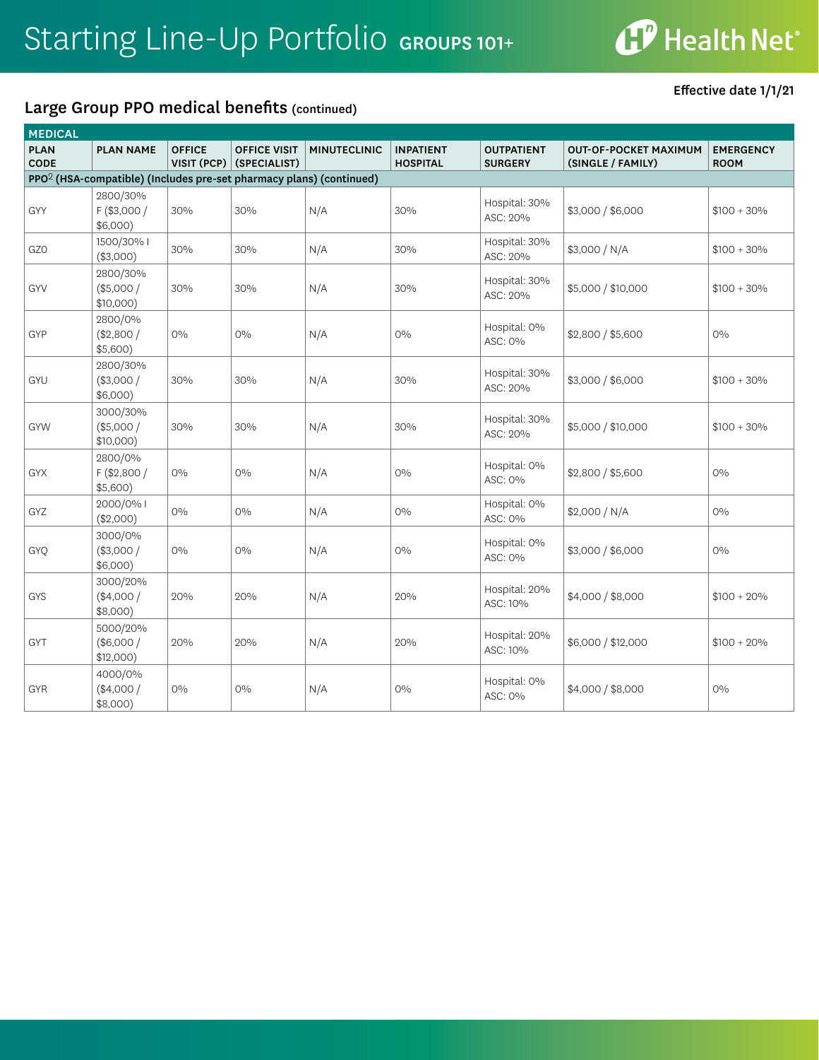# Starting Line-Up Portfolio GROUPS 101+

Effective date 1/1/21

## Large Group PPO medical benefits (continued)

| MEDICAL | | | | | | | | |
|---|---|---|---|---|---|---|---|---|
| PLAN CODE | PLAN NAME | OFFICE VISIT (PCP) | OFFICE VISIT (SPECIALIST) | MINUTECLINIC | INPATIENT HOSPITAL | OUTPATIENT SURGERY | OUT-OF-POCKET MAXIMUM (SINGLE / FAMILY) | EMERGENCY ROOM |
| PPO[2] (HSA-compatible) (Includes pre-set pharmacy plans) (continued) | | | | | | | | |
| GYY | 2800/30% F ($3,000 / $6,000) | 30% | 30% | N/A | 30% | Hospital: 30% ASC: 20% | $3,000 / $6,000 | $100 + 30% |
| GZ0 | 1500/30% I ($3,000) | 30% | 30% | N/A | 30% | Hospital: 30% ASC: 20% | $3,000 / N/A | $100 + 30% |
| GYV | 2800/30% ($5,000 / $10,000) | 30% | 30% | N/A | 30% | Hospital: 30% ASC: 20% | $5,000 / $10,000 | $100 + 30% |
| GYP | 2800/0% ($2,800 / $5,600) | 0% | 0% | N/A | 0% | Hospital: 0% ASC: 0% | $2,800 / $5,600 | 0% |
| GYU | 2800/30% ($3,000 / $6,000) | 30% | 30% | N/A | 30% | Hospital: 30% ASC: 20% | $3,000 / $6,000 | $100 + 30% |
| GYW | 3000/30% ($5,000 / $10,000) | 30% | 30% | N/A | 30% | Hospital: 30% ASC: 20% | $5,000 / $10,000 | $100 + 30% |
| GYX | 2800/0% F ($2,800 / $5,600) | 0% | 0% | N/A | 0% | Hospital: 0% ASC: 0% | $2,800 / $5,600 | 0% |
| GYZ | 2000/0% I ($2,000) | 0% | 0% | N/A | 0% | Hospital: 0% ASC: 0% | $2,000 / N/A | 0% |
| GYQ | 3000/0% ($3,000 / $6,000) | 0% | 0% | N/A | 0% | Hospital: 0% ASC: 0% | $3,000 / $6,000 | 0% |
| GYS | 3000/20% ($4,000 / $8,000) | 20% | 20% | N/A | 20% | Hospital: 20% ASC: 10% | $4,000 / $8,000 | $100 + 20% |
| GYT | 5000/20% ($6,000 / $12,000) | 20% | 20% | N/A | 20% | Hospital: 20% ASC: 10% | $6,000 / $12,000 | $100 + 20% |
| GYR | 4000/0% ($4,000 / $8,000) | 0% | 0% | N/A | 0% | Hospital: 0% ASC: 0% | $4,000 / $8,000 | 0% |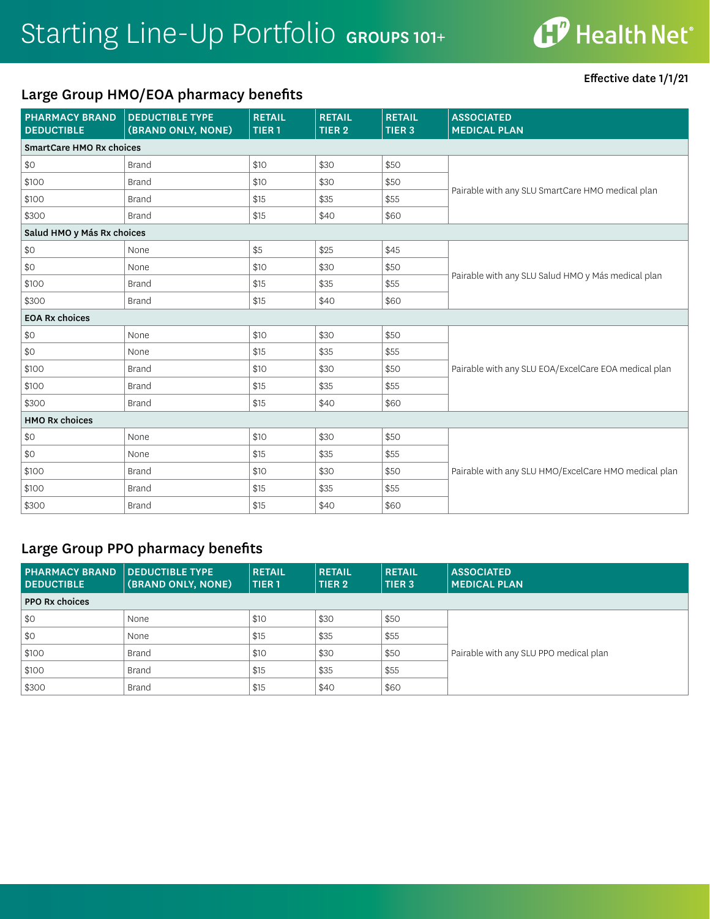# Starting Line-Up Portfolio GROUPS 101+

Health Net®

**Effective date 1/1/21**

## Large Group HMO/EOA pharmacy benefits

| PHARMACY BRAND DEDUCTIBLE | DEDUCTIBLE TYPE (BRAND ONLY, NONE) | RETAIL TIER 1 | RETAIL TIER 2 | RETAIL TIER 3 | ASSOCIATED MEDICAL PLAN |
|---|---|---|---|---|---|
| **SmartCare HMO Rx choices** | | | | | |
| $0 | Brand | $10 | $30 | $50 | Pairable with any SLU SmartCare HMO medical plan |
| $100 | Brand | $10 | $30 | $50 | |
| $100 | Brand | $15 | $35 | $55 | |
| $300 | Brand | $15 | $40 | $60 | |
| **Salud HMO y Más Rx choices** | | | | | |
| $0 | None | $5 | $25 | $45 | Pairable with any SLU Salud HMO y Más medical plan |
| $0 | None | $10 | $30 | $50 | |
| $100 | Brand | $15 | $35 | $55 | |
| $300 | Brand | $15 | $40 | $60 | |
| **EOA Rx choices** | | | | | |
| $0 | None | $10 | $30 | $50 | Pairable with any SLU EOA/ExcelCare EOA medical plan |
| $0 | None | $15 | $35 | $55 | |
| $100 | Brand | $10 | $30 | $50 | |
| $100 | Brand | $15 | $35 | $55 | |
| $300 | Brand | $15 | $40 | $60 | |
| **HMO Rx choices** | | | | | |
| $0 | None | $10 | $30 | $50 | Pairable with any SLU HMO/ExcelCare HMO medical plan |
| $0 | None | $15 | $35 | $55 | |
| $100 | Brand | $10 | $30 | $50 | |
| $100 | Brand | $15 | $35 | $55 | |
| $300 | Brand | $15 | $40 | $60 | |

## Large Group PPO pharmacy benefits

| PHARMACY BRAND DEDUCTIBLE | DEDUCTIBLE TYPE (BRAND ONLY, NONE) | RETAIL TIER 1 | RETAIL TIER 2 | RETAIL TIER 3 | ASSOCIATED MEDICAL PLAN |
|---|---|---|---|---|---|
| **PPO Rx choices** | | | | | |
| $0 | None | $10 | $30 | $50 | Pairable with any SLU PPO medical plan |
| $0 | None | $15 | $35 | $55 | |
| $100 | Brand | $10 | $30 | $50 | |
| $100 | Brand | $15 | $35 | $55 | |
| $300 | Brand | $15 | $40 | $60 | |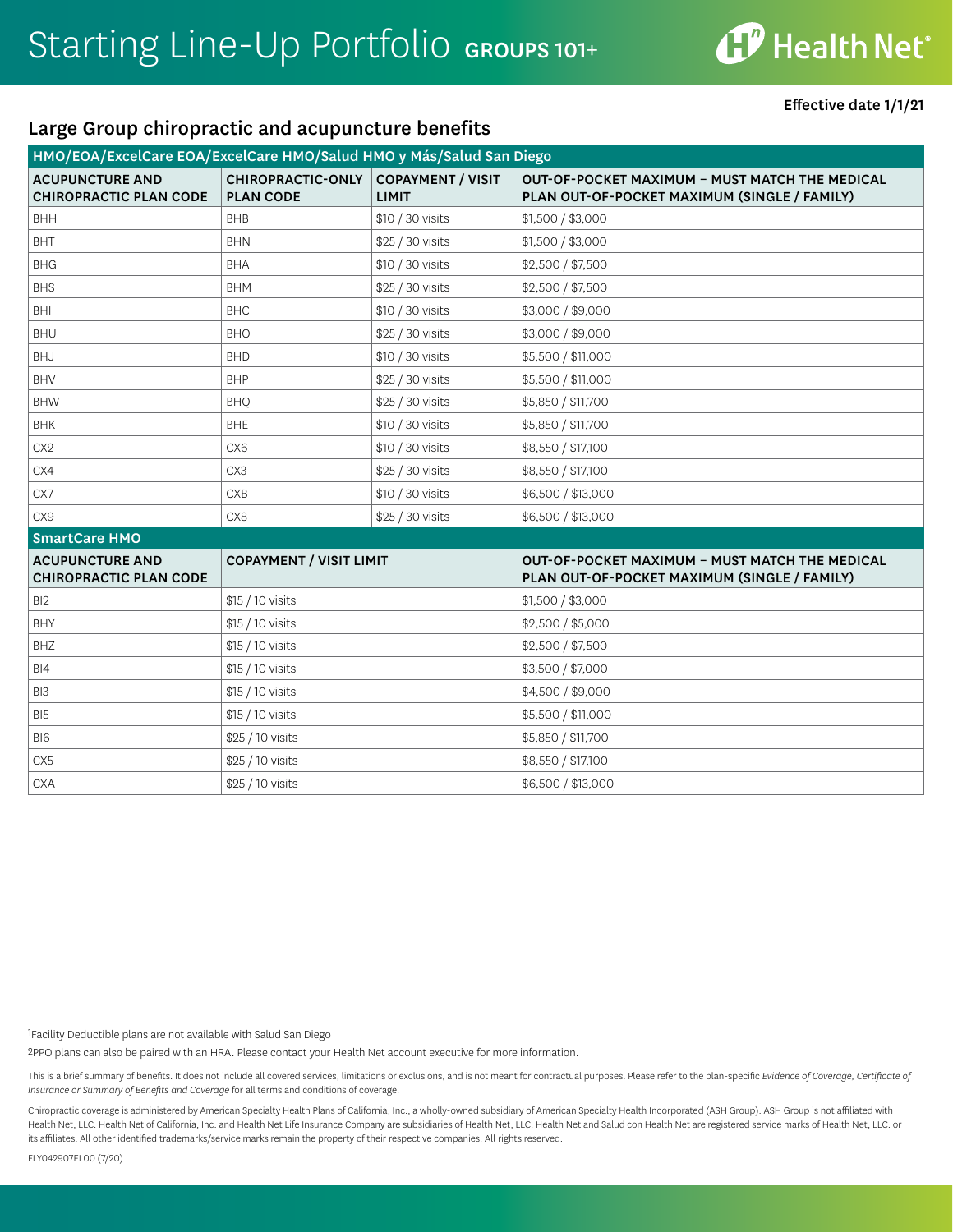# Starting Line-Up Portfolio GROUPS 101+

Effective date 1/1/21

## Large Group chiropractic and acupuncture benefits

| HMO/EOA/ExcelCare EOA/ExcelCare HMO/Salud HMO y Más/Salud San Diego | | | |
|---|---|---|---|
| **ACUPUNCTURE AND CHIROPRACTIC PLAN CODE** | **CHIROPRACTIC-ONLY PLAN CODE** | **COPAYMENT / VISIT LIMIT** | **OUT-OF-POCKET MAXIMUM – MUST MATCH THE MEDICAL PLAN OUT-OF-POCKET MAXIMUM (SINGLE / FAMILY)** |
| BHH | BHB | $10 / 30 visits | $1,500 / $3,000 |
| BHT | BHN | $25 / 30 visits | $1,500 / $3,000 |
| BHG | BHA | $10 / 30 visits | $2,500 / $7,500 |
| BHS | BHM | $25 / 30 visits | $2,500 / $7,500 |
| BHI | BHC | $10 / 30 visits | $3,000 / $9,000 |
| BHU | BHO | $25 / 30 visits | $3,000 / $9,000 |
| BHJ | BHD | $10 / 30 visits | $5,500 / $11,000 |
| BHV | BHP | $25 / 30 visits | $5,500 / $11,000 |
| BHW | BHQ | $25 / 30 visits | $5,850 / $11,700 |
| BHK | BHE | $10 / 30 visits | $5,850 / $11,700 |
| CX2 | CX6 | $10 / 30 visits | $8,550 / $17,100 |
| CX4 | CX3 | $25 / 30 visits | $8,550 / $17,100 |
| CX7 | CXB | $10 / 30 visits | $6,500 / $13,000 |
| CX9 | CX8 | $25 / 30 visits | $6,500 / $13,000 |

| SmartCare HMO | | |
|---|---|---|
| **ACUPUNCTURE AND CHIROPRACTIC PLAN CODE** | **COPAYMENT / VISIT LIMIT** | **OUT-OF-POCKET MAXIMUM – MUST MATCH THE MEDICAL PLAN OUT-OF-POCKET MAXIMUM (SINGLE / FAMILY)** |
| BI2 | $15 / 10 visits | $1,500 / $3,000 |
| BHY | $15 / 10 visits | $2,500 / $5,000 |
| BHZ | $15 / 10 visits | $2,500 / $7,500 |
| BI4 | $15 / 10 visits | $3,500 / $7,000 |
| BI3 | $15 / 10 visits | $4,500 / $9,000 |
| BI5 | $15 / 10 visits | $5,500 / $11,000 |
| BI6 | $25 / 10 visits | $5,850 / $11,700 |
| CX5 | $25 / 10 visits | $8,550 / $17,100 |
| CXA | $25 / 10 visits | $6,500 / $13,000 |

[1]Facility Deductible plans are not available with Salud San Diego

[2]PPO plans can also be paired with an HRA. Please contact your Health Net account executive for more information.

This is a brief summary of benefits. It does not include all covered services, limitations or exclusions, and is not meant for contractual purposes. Please refer to the plan-specific *Evidence of Coverage, Certificate of Insurance or Summary of Benefits and Coverage* for all terms and conditions of coverage.

Chiropractic coverage is administered by American Specialty Health Plans of California, Inc., a wholly-owned subsidiary of American Specialty Health Incorporated (ASH Group). ASH Group is not affiliated with Health Net, LLC. Health Net of California, Inc. and Health Net Life Insurance Company are subsidiaries of Health Net, LLC. Health Net and Salud con Health Net are registered service marks of Health Net, LLC. or its affiliates. All other identified trademarks/service marks remain the property of their respective companies. All rights reserved.

FLY042907EL00 (7/20)